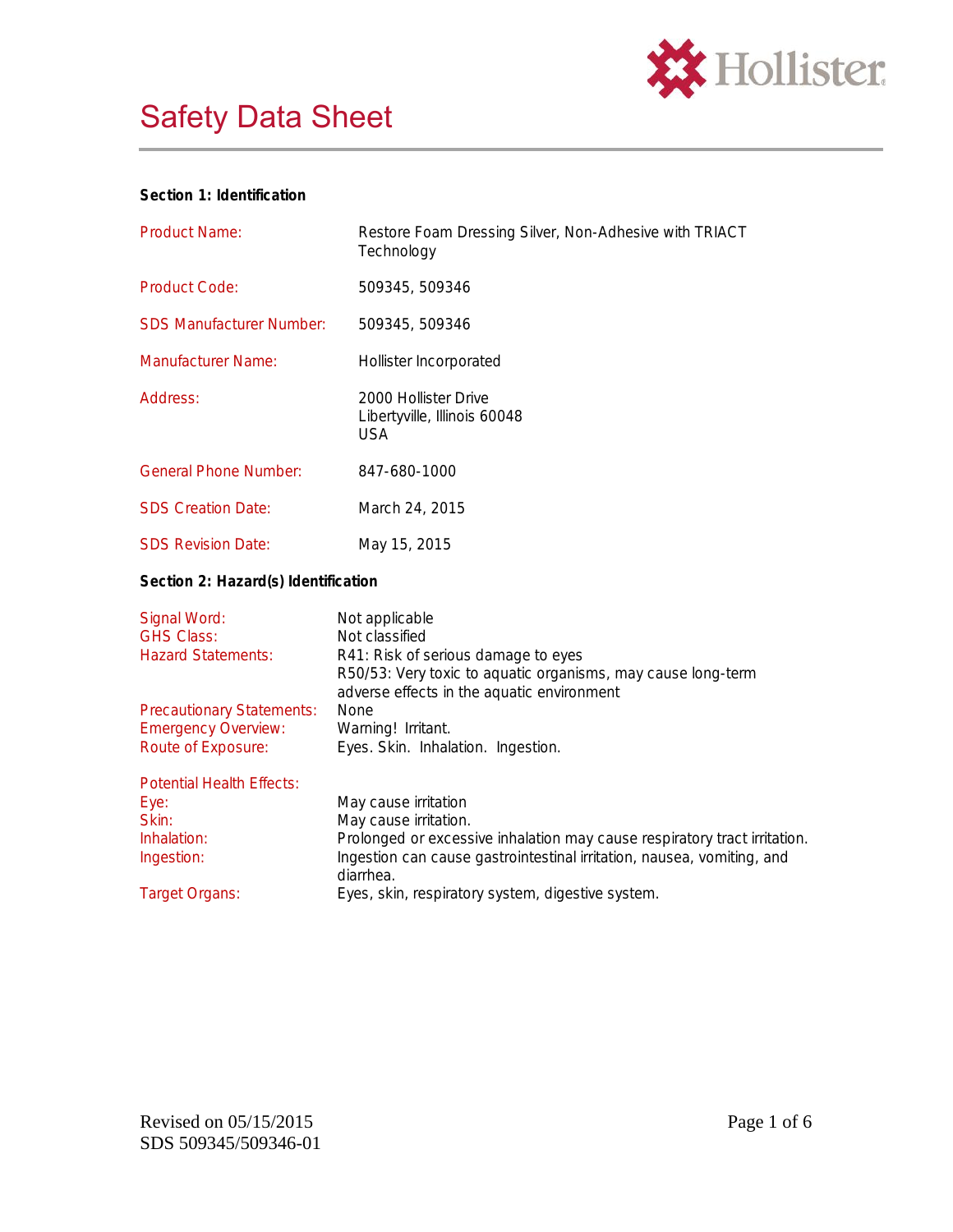# Safety Data Sheet

## Section 1: Identification

| | |
|---|---|
| Product Name: | Restore Foam Dressing Silver, Non-Adhesive with TRIACT Technology |
| Product Code: | 509345, 509346 |
| SDS Manufacturer Number: | 509345, 509346 |
| Manufacturer Name: | Hollister Incorporated |
| Address: | 2000 Hollister Drive<br>Libertyville, Illinois 60048<br>USA |
| General Phone Number: | 847-680-1000 |
| SDS Creation Date: | March 24, 2015 |
| SDS Revision Date: | May 15, 2015 |

## Section 2: Hazard(s) Identification

| | |
|---|---|
| Signal Word: | Not applicable |
| GHS Class: | Not classified |
| Hazard Statements: | R41: Risk of serious damage to eyes<br>R50/53: Very toxic to aquatic organisms, may cause long-term adverse effects in the aquatic environment |
| Precautionary Statements: | None |
| Emergency Overview: | Warning! Irritant. |
| Route of Exposure: | Eyes. Skin. Inhalation. Ingestion. |

**Potential Health Effects:**

| | |
|---|---|
| Eye: | May cause irritation |
| Skin: | May cause irritation. |
| Inhalation: | Prolonged or excessive inhalation may cause respiratory tract irritation. |
| Ingestion: | Ingestion can cause gastrointestinal irritation, nausea, vomiting, and diarrhea. |
| Target Organs: | Eyes, skin, respiratory system, digestive system. |

Revised on 05/15/2015
SDS 509345/509346-01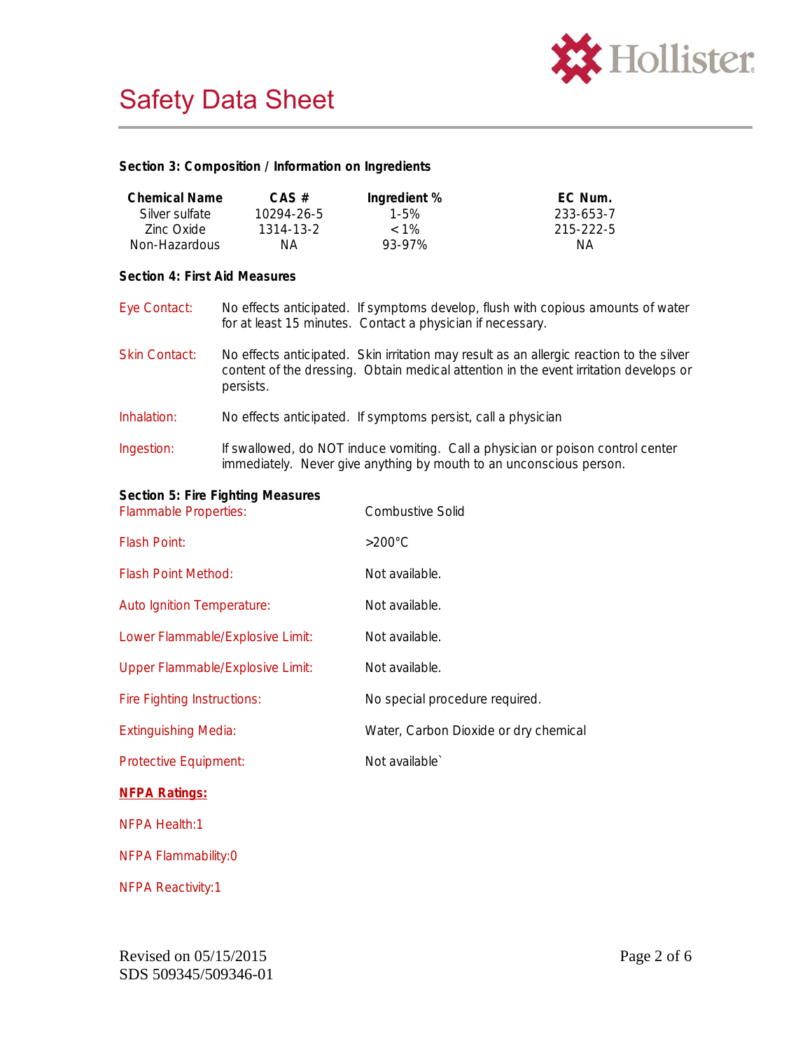# Safety Data Sheet

**Section 3: Composition / Information on Ingredients**

| Chemical Name | CAS # | Ingredient % | EC Num. |
|---|---|---|---|
| Silver sulfate | 10294-26-5 | 1-5% | 233-653-7 |
| Zinc Oxide | 1314-13-2 | < 1% | 215-222-5 |
| Non-Hazardous | NA | 93-97% | NA |

**Section 4: First Aid Measures**

Eye Contact: No effects anticipated. If symptoms develop, flush with copious amounts of water for at least 15 minutes. Contact a physician if necessary.

Skin Contact: No effects anticipated. Skin irritation may result as an allergic reaction to the silver content of the dressing. Obtain medical attention in the event irritation develops or persists.

Inhalation: No effects anticipated. If symptoms persist, call a physician

Ingestion: If swallowed, do NOT induce vomiting. Call a physician or poison control center immediately. Never give anything by mouth to an unconscious person.

**Section 5: Fire Fighting Measures**

Flammable Properties: Combustive Solid

Flash Point: >200°C

Flash Point Method: Not available.

Auto Ignition Temperature: Not available.

Lower Flammable/Explosive Limit: Not available.

Upper Flammable/Explosive Limit: Not available.

Fire Fighting Instructions: No special procedure required.

Extinguishing Media: Water, Carbon Dioxide or dry chemical

Protective Equipment: Not available`

**NFPA Ratings:**

NFPA Health:1

NFPA Flammability:0

NFPA Reactivity:1

Revised on 05/15/2015
SDS 509345/509346-01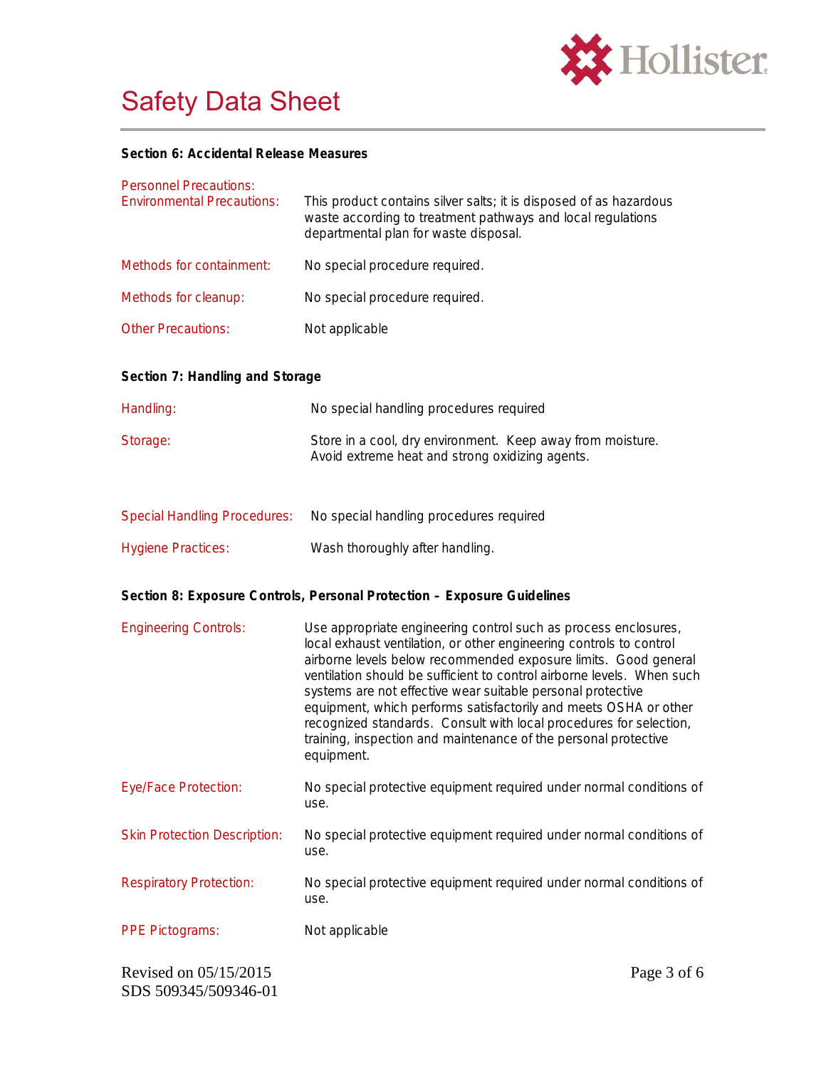## Section 6: Accidental Release Measures

| | |
|---|---|
| Personnel Precautions: | |
| Environmental Precautions: | This product contains silver salts; it is disposed of as hazardous waste according to treatment pathways and local regulations departmental plan for waste disposal. |
| Methods for containment: | No special procedure required. |
| Methods for cleanup: | No special procedure required. |
| Other Precautions: | Not applicable |

## Section 7: Handling and Storage

| | |
|---|---|
| Handling: | No special handling procedures required |
| Storage: | Store in a cool, dry environment. Keep away from moisture. Avoid extreme heat and strong oxidizing agents. |
| Special Handling Procedures: | No special handling procedures required |
| Hygiene Practices: | Wash thoroughly after handling. |

## Section 8: Exposure Controls, Personal Protection – Exposure Guidelines

| | |
|---|---|
| Engineering Controls: | Use appropriate engineering control such as process enclosures, local exhaust ventilation, or other engineering controls to control airborne levels below recommended exposure limits. Good general ventilation should be sufficient to control airborne levels. When such systems are not effective wear suitable personal protective equipment, which performs satisfactorily and meets OSHA or other recognized standards. Consult with local procedures for selection, training, inspection and maintenance of the personal protective equipment. |
| Eye/Face Protection: | No special protective equipment required under normal conditions of use. |
| Skin Protection Description: | No special protective equipment required under normal conditions of use. |
| Respiratory Protection: | No special protective equipment required under normal conditions of use. |
| PPE Pictograms: | Not applicable |

Revised on 05/15/2015
SDS 509345/509346-01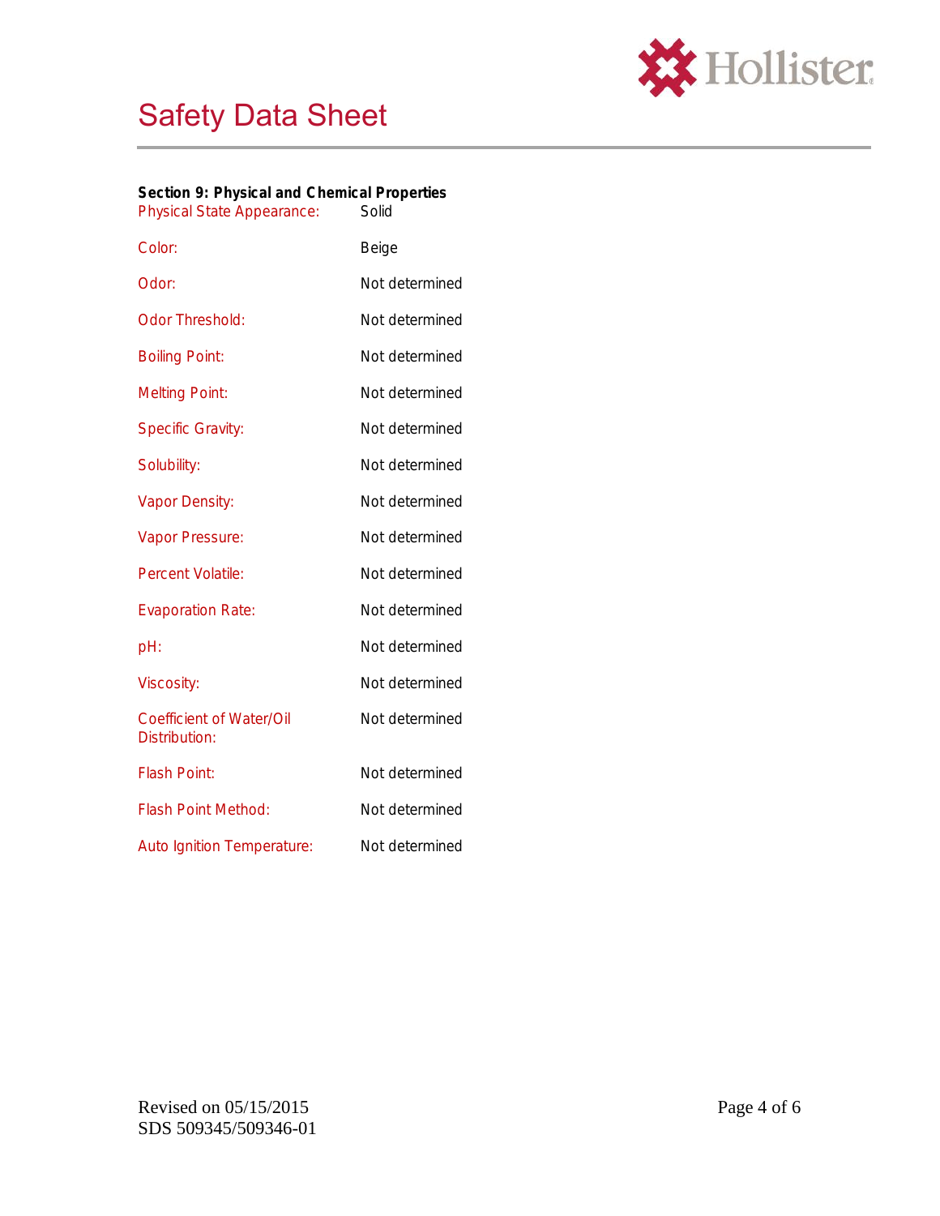### Section 9: Physical and Chemical Properties

| Property | Value |
|---|---|
| Physical State Appearance: | Solid |
| Color: | Beige |
| Odor: | Not determined |
| Odor Threshold: | Not determined |
| Boiling Point: | Not determined |
| Melting Point: | Not determined |
| Specific Gravity: | Not determined |
| Solubility: | Not determined |
| Vapor Density: | Not determined |
| Vapor Pressure: | Not determined |
| Percent Volatile: | Not determined |
| Evaporation Rate: | Not determined |
| pH: | Not determined |
| Viscosity: | Not determined |
| Coefficient of Water/Oil Distribution: | Not determined |
| Flash Point: | Not determined |
| Flash Point Method: | Not determined |
| Auto Ignition Temperature: | Not determined |

Revised on 05/15/2015
SDS 509345/509346-01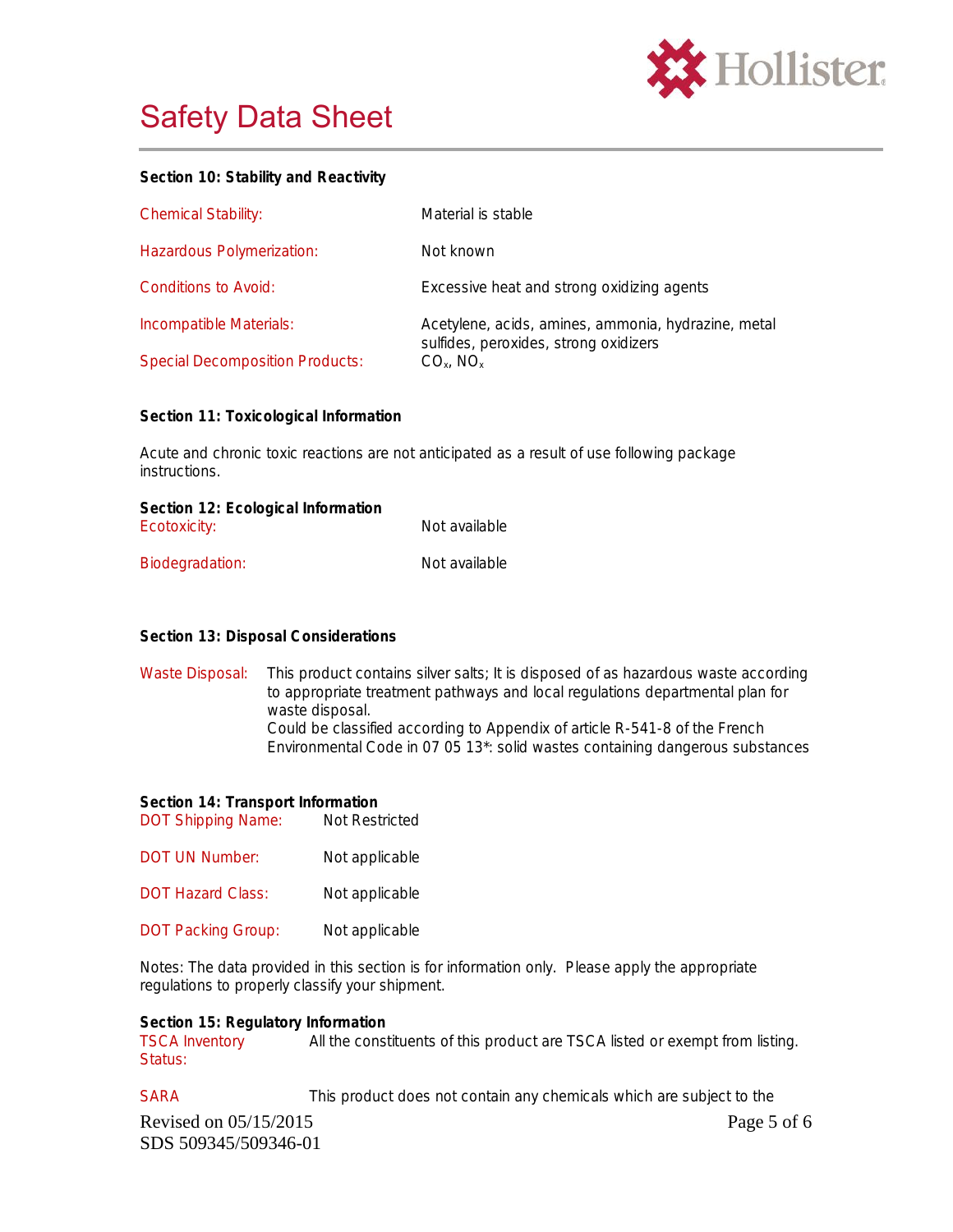### Section 10: Stability and Reactivity

| | |
|---|---|
| Chemical Stability: | Material is stable |
| Hazardous Polymerization: | Not known |
| Conditions to Avoid: | Excessive heat and strong oxidizing agents |
| Incompatible Materials: | Acetylene, acids, amines, ammonia, hydrazine, metal sulfides, peroxides, strong oxidizers |
| Special Decomposition Products: | $CO_x$, $NO_x$ |

### Section 11: Toxicological Information

Acute and chronic toxic reactions are not anticipated as a result of use following package instructions.

### Section 12: Ecological Information

| | |
|---|---|
| Ecotoxicity: | Not available |
| Biodegradation: | Not available |

### Section 13: Disposal Considerations

Waste Disposal: This product contains silver salts; It is disposed of as hazardous waste according to appropriate treatment pathways and local regulations departmental plan for waste disposal.
Could be classified according to Appendix of article R-541-8 of the French Environmental Code in 07 05 13*: solid wastes containing dangerous substances

### Section 14: Transport Information

| | |
|---|---|
| DOT Shipping Name: | Not Restricted |
| DOT UN Number: | Not applicable |
| DOT Hazard Class: | Not applicable |
| DOT Packing Group: | Not applicable |

Notes: The data provided in this section is for information only. Please apply the appropriate regulations to properly classify your shipment.

### Section 15: Regulatory Information

| | |
|---|---|
| TSCA Inventory Status: | All the constituents of this product are TSCA listed or exempt from listing. |
| SARA | This product does not contain any chemicals which are subject to the |

Revised on 05/15/2015
SDS 509345/509346-01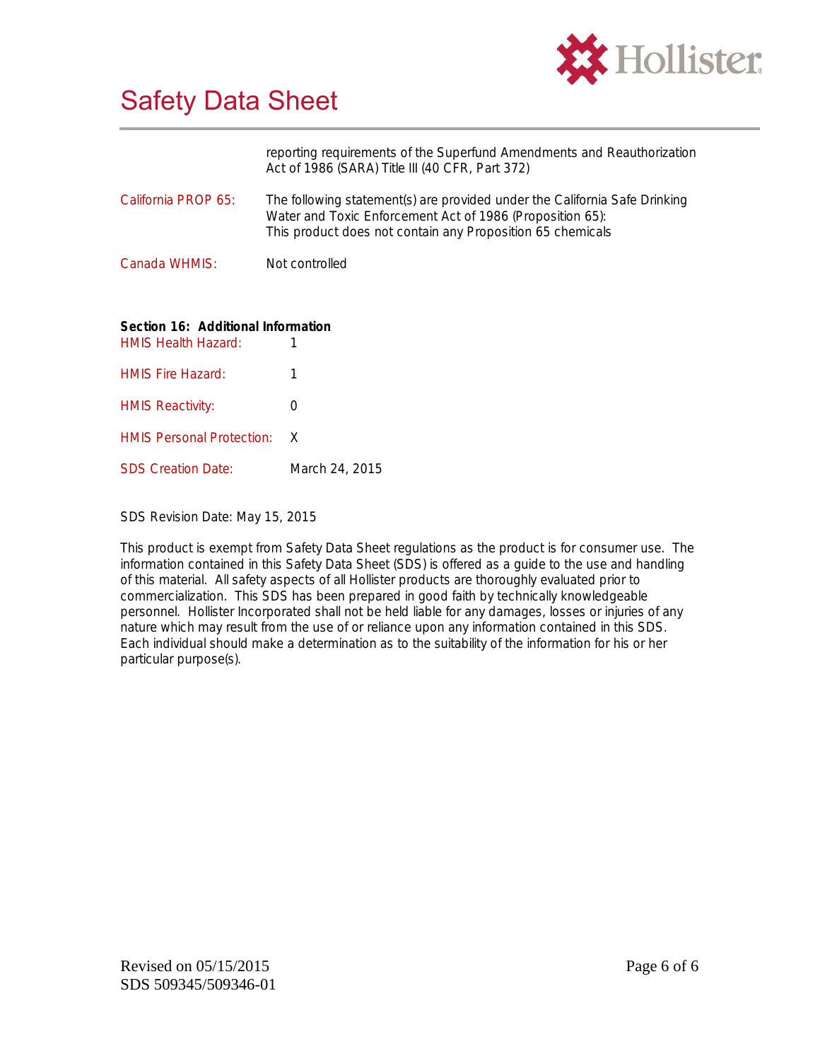| | |
|---|---|
| | reporting requirements of the Superfund Amendments and Reauthorization Act of 1986 (SARA) Title III (40 CFR, Part 372) |
| California PROP 65: | The following statement(s) are provided under the California Safe Drinking Water and Toxic Enforcement Act of 1986 (Proposition 65): This product does not contain any Proposition 65 chemicals |
| Canada WHMIS: | Not controlled |

**Section 16: Additional Information**

| | |
|---|---|
| HMIS Health Hazard: | 1 |
| HMIS Fire Hazard: | 1 |
| HMIS Reactivity: | 0 |
| HMIS Personal Protection: | X |
| SDS Creation Date: | March 24, 2015 |

SDS Revision Date: May 15, 2015

This product is exempt from Safety Data Sheet regulations as the product is for consumer use. The information contained in this Safety Data Sheet (SDS) is offered as a guide to the use and handling of this material. All safety aspects of all Hollister products are thoroughly evaluated prior to commercialization. This SDS has been prepared in good faith by technically knowledgeable personnel. Hollister Incorporated shall not be held liable for any damages, losses or injuries of any nature which may result from the use of or reliance upon any information contained in this SDS. Each individual should make a determination as to the suitability of the information for his or her particular purpose(s).